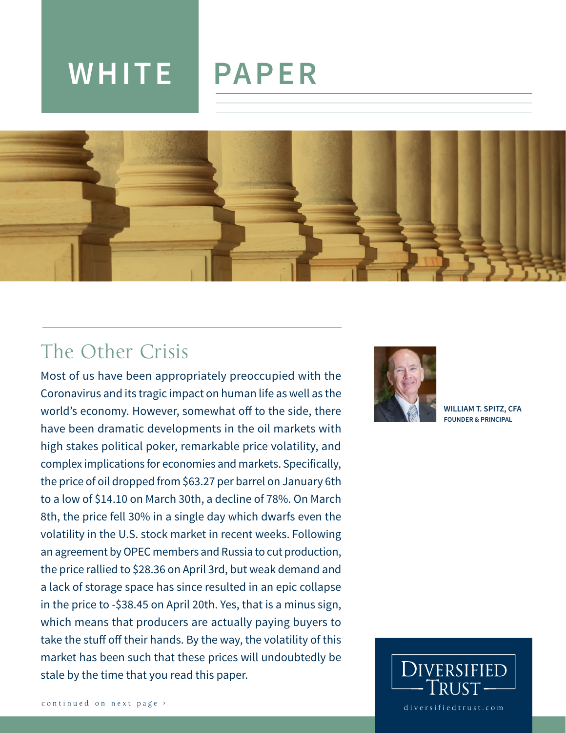# WHITE PAPER

## The Other Crisis

**WILLIAM T. SPITZ, CFA**
**FOUNDER & PRINCIPAL**

Most of us have been appropriately preoccupied with the Coronavirus and its tragic impact on human life as well as the world's economy. However, somewhat off to the side, there have been dramatic developments in the oil markets with high stakes political poker, remarkable price volatility, and complex implications for economies and markets. Specifically, the price of oil dropped from $63.27 per barrel on January 6th to a low of $14.10 on March 30th, a decline of 78%. On March 8th, the price fell 30% in a single day which dwarfs even the volatility in the U.S. stock market in recent weeks. Following an agreement by OPEC members and Russia to cut production, the price rallied to $28.36 on April 3rd, but weak demand and a lack of storage space has since resulted in an epic collapse in the price to -$38.45 on April 20th. Yes, that is a minus sign, which means that producers are actually paying buyers to take the stuff off their hands. By the way, the volatility of this market has been such that these prices will undoubtedly be stale by the time that you read this paper.

continued on next page ›

DIVERSIFIED TRUST

diversifiedtrust.com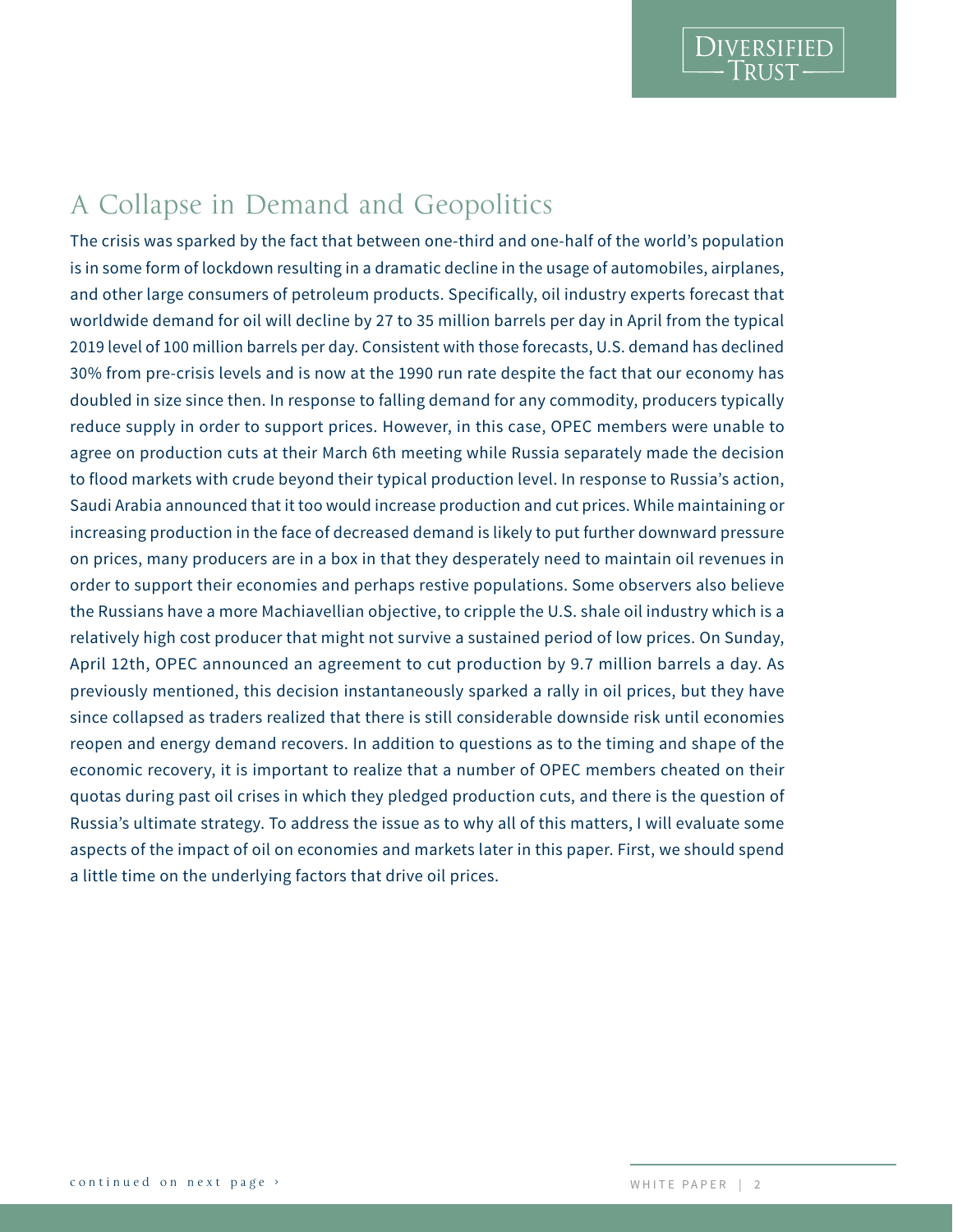## A Collapse in Demand and Geopolitics

The crisis was sparked by the fact that between one-third and one-half of the world's population is in some form of lockdown resulting in a dramatic decline in the usage of automobiles, airplanes, and other large consumers of petroleum products. Specifically, oil industry experts forecast that worldwide demand for oil will decline by 27 to 35 million barrels per day in April from the typical 2019 level of 100 million barrels per day. Consistent with those forecasts, U.S. demand has declined 30% from pre-crisis levels and is now at the 1990 run rate despite the fact that our economy has doubled in size since then. In response to falling demand for any commodity, producers typically reduce supply in order to support prices. However, in this case, OPEC members were unable to agree on production cuts at their March 6th meeting while Russia separately made the decision to flood markets with crude beyond their typical production level. In response to Russia's action, Saudi Arabia announced that it too would increase production and cut prices. While maintaining or increasing production in the face of decreased demand is likely to put further downward pressure on prices, many producers are in a box in that they desperately need to maintain oil revenues in order to support their economies and perhaps restive populations. Some observers also believe the Russians have a more Machiavellian objective, to cripple the U.S. shale oil industry which is a relatively high cost producer that might not survive a sustained period of low prices. On Sunday, April 12th, OPEC announced an agreement to cut production by 9.7 million barrels a day. As previously mentioned, this decision instantaneously sparked a rally in oil prices, but they have since collapsed as traders realized that there is still considerable downside risk until economies reopen and energy demand recovers. In addition to questions as to the timing and shape of the economic recovery, it is important to realize that a number of OPEC members cheated on their quotas during past oil crises in which they pledged production cuts, and there is the question of Russia's ultimate strategy. To address the issue as to why all of this matters, I will evaluate some aspects of the impact of oil on economies and markets later in this paper. First, we should spend a little time on the underlying factors that drive oil prices.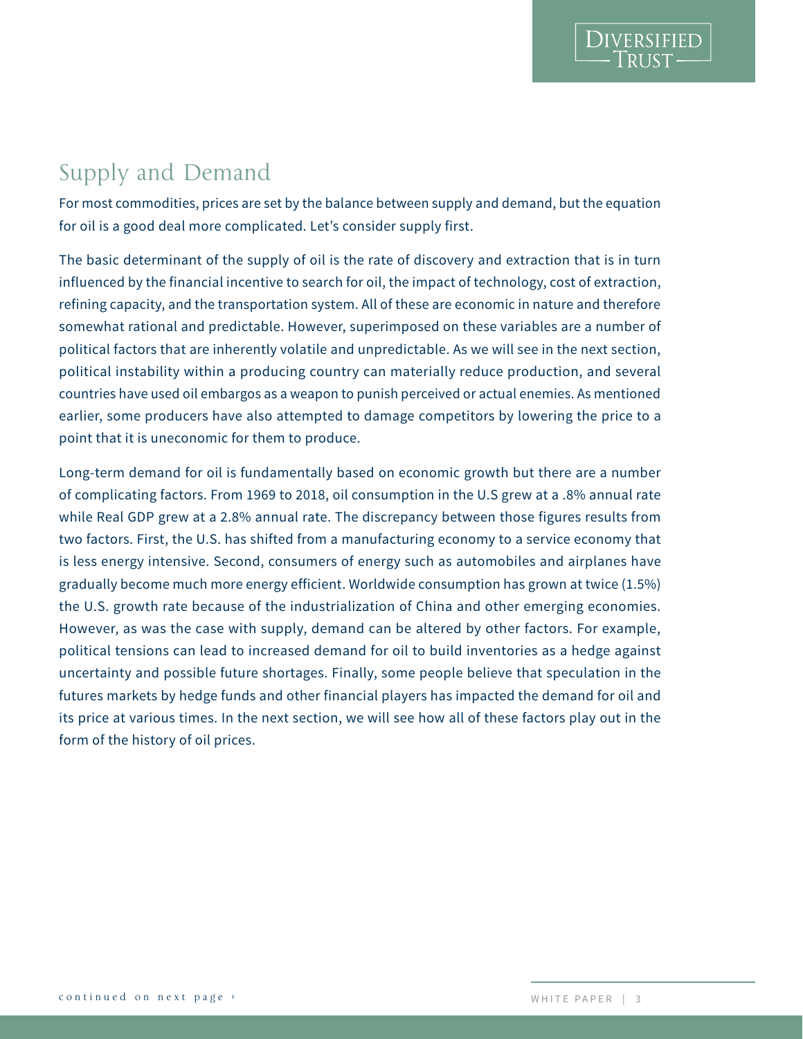## Supply and Demand

For most commodities, prices are set by the balance between supply and demand, but the equation for oil is a good deal more complicated. Let's consider supply first.

The basic determinant of the supply of oil is the rate of discovery and extraction that is in turn influenced by the financial incentive to search for oil, the impact of technology, cost of extraction, refining capacity, and the transportation system. All of these are economic in nature and therefore somewhat rational and predictable. However, superimposed on these variables are a number of political factors that are inherently volatile and unpredictable. As we will see in the next section, political instability within a producing country can materially reduce production, and several countries have used oil embargos as a weapon to punish perceived or actual enemies. As mentioned earlier, some producers have also attempted to damage competitors by lowering the price to a point that it is uneconomic for them to produce.

Long-term demand for oil is fundamentally based on economic growth but there are a number of complicating factors. From 1969 to 2018, oil consumption in the U.S grew at a .8% annual rate while Real GDP grew at a 2.8% annual rate. The discrepancy between those figures results from two factors. First, the U.S. has shifted from a manufacturing economy to a service economy that is less energy intensive. Second, consumers of energy such as automobiles and airplanes have gradually become much more energy efficient. Worldwide consumption has grown at twice (1.5%) the U.S. growth rate because of the industrialization of China and other emerging economies. However, as was the case with supply, demand can be altered by other factors. For example, political tensions can lead to increased demand for oil to build inventories as a hedge against uncertainty and possible future shortages. Finally, some people believe that speculation in the futures markets by hedge funds and other financial players has impacted the demand for oil and its price at various times. In the next section, we will see how all of these factors play out in the form of the history of oil prices.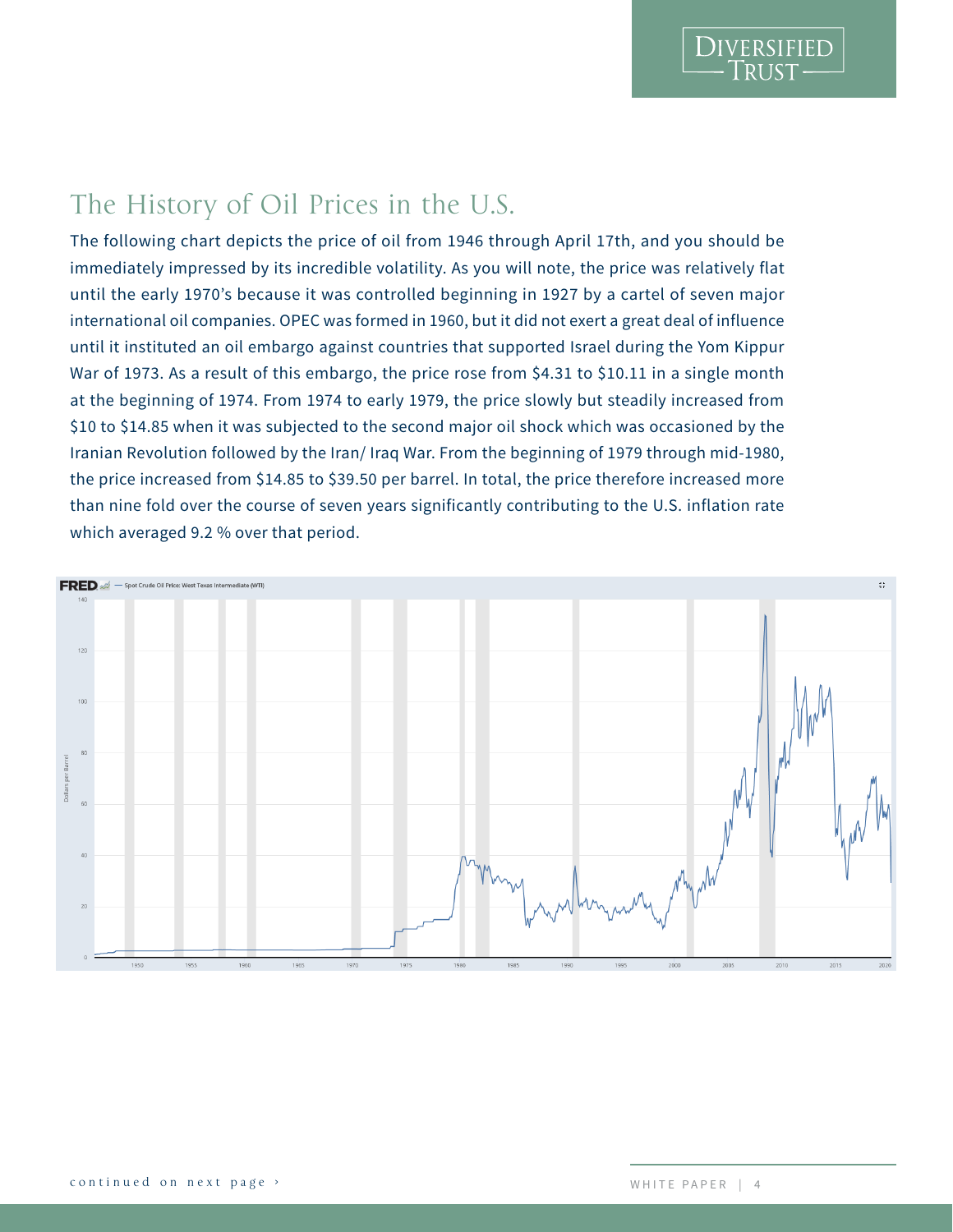## The History of Oil Prices in the U.S.

The following chart depicts the price of oil from 1946 through April 17th, and you should be immediately impressed by its incredible volatility. As you will note, the price was relatively flat until the early 1970's because it was controlled beginning in 1927 by a cartel of seven major international oil companies. OPEC was formed in 1960, but it did not exert a great deal of influence until it instituted an oil embargo against countries that supported Israel during the Yom Kippur War of 1973. As a result of this embargo, the price rose from $4.31 to $10.11 in a single month at the beginning of 1974. From 1974 to early 1979, the price slowly but steadily increased from $10 to $14.85 when it was subjected to the second major oil shock which was occasioned by the Iranian Revolution followed by the Iran/ Iraq War. From the beginning of 1979 through mid-1980, the price increased from $14.85 to $39.50 per barrel. In total, the price therefore increased more than nine fold over the course of seven years significantly contributing to the U.S. inflation rate which averaged 9.2 % over that period.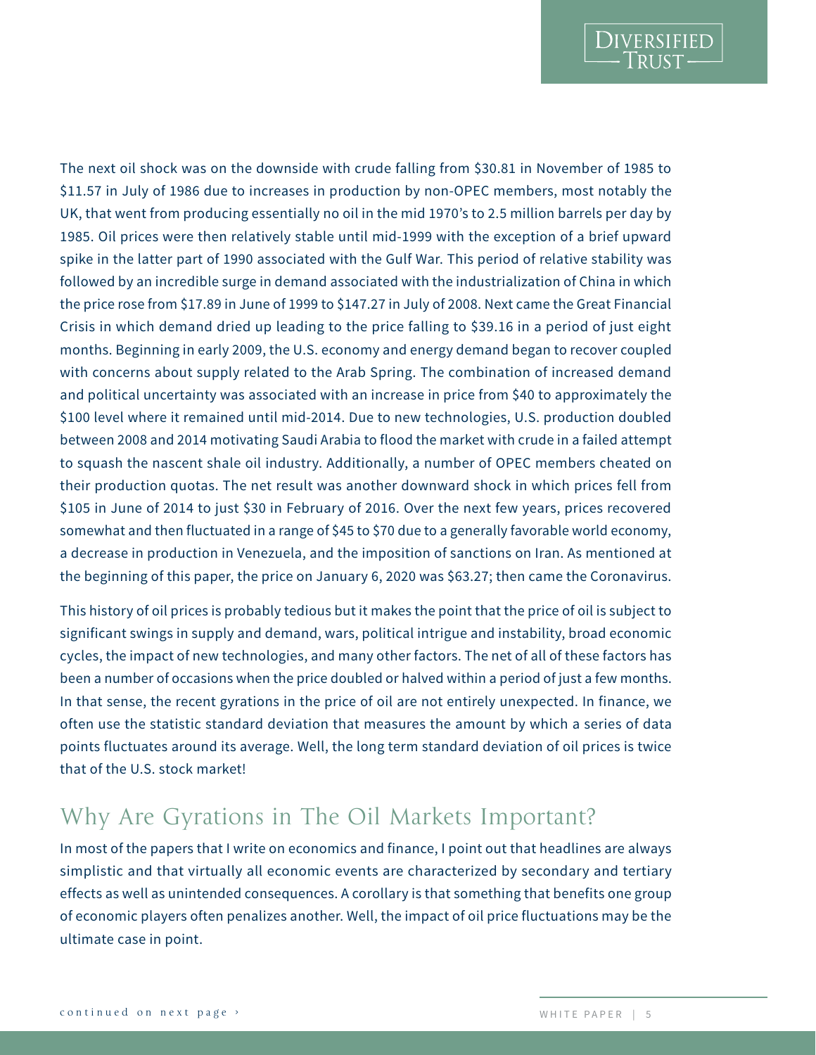The next oil shock was on the downside with crude falling from $30.81 in November of 1985 to $11.57 in July of 1986 due to increases in production by non-OPEC members, most notably the UK, that went from producing essentially no oil in the mid 1970's to 2.5 million barrels per day by 1985. Oil prices were then relatively stable until mid-1999 with the exception of a brief upward spike in the latter part of 1990 associated with the Gulf War. This period of relative stability was followed by an incredible surge in demand associated with the industrialization of China in which the price rose from $17.89 in June of 1999 to $147.27 in July of 2008. Next came the Great Financial Crisis in which demand dried up leading to the price falling to $39.16 in a period of just eight months. Beginning in early 2009, the U.S. economy and energy demand began to recover coupled with concerns about supply related to the Arab Spring. The combination of increased demand and political uncertainty was associated with an increase in price from $40 to approximately the $100 level where it remained until mid-2014. Due to new technologies, U.S. production doubled between 2008 and 2014 motivating Saudi Arabia to flood the market with crude in a failed attempt to squash the nascent shale oil industry. Additionally, a number of OPEC members cheated on their production quotas. The net result was another downward shock in which prices fell from $105 in June of 2014 to just $30 in February of 2016. Over the next few years, prices recovered somewhat and then fluctuated in a range of $45 to $70 due to a generally favorable world economy, a decrease in production in Venezuela, and the imposition of sanctions on Iran. As mentioned at the beginning of this paper, the price on January 6, 2020 was $63.27; then came the Coronavirus.

This history of oil prices is probably tedious but it makes the point that the price of oil is subject to significant swings in supply and demand, wars, political intrigue and instability, broad economic cycles, the impact of new technologies, and many other factors. The net of all of these factors has been a number of occasions when the price doubled or halved within a period of just a few months. In that sense, the recent gyrations in the price of oil are not entirely unexpected. In finance, we often use the statistic standard deviation that measures the amount by which a series of data points fluctuates around its average. Well, the long term standard deviation of oil prices is twice that of the U.S. stock market!

## Why Are Gyrations in The Oil Markets Important?

In most of the papers that I write on economics and finance, I point out that headlines are always simplistic and that virtually all economic events are characterized by secondary and tertiary effects as well as unintended consequences. A corollary is that something that benefits one group of economic players often penalizes another. Well, the impact of oil price fluctuations may be the ultimate case in point.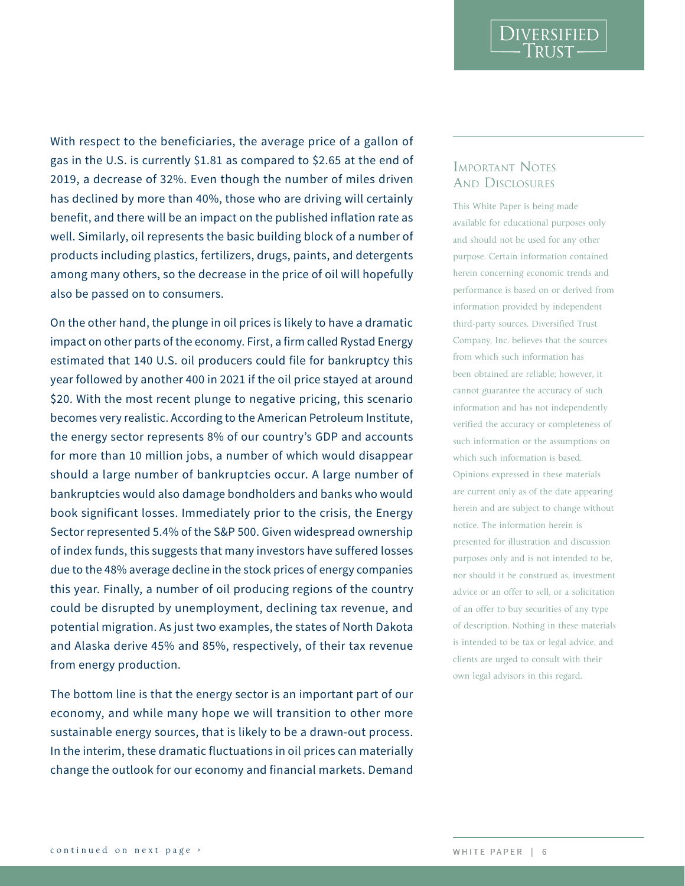With respect to the beneficiaries, the average price of a gallon of gas in the U.S. is currently $1.81 as compared to $2.65 at the end of 2019, a decrease of 32%. Even though the number of miles driven has declined by more than 40%, those who are driving will certainly benefit, and there will be an impact on the published inflation rate as well. Similarly, oil represents the basic building block of a number of products including plastics, fertilizers, drugs, paints, and detergents among many others, so the decrease in the price of oil will hopefully also be passed on to consumers.

On the other hand, the plunge in oil prices is likely to have a dramatic impact on other parts of the economy. First, a firm called Rystad Energy estimated that 140 U.S. oil producers could file for bankruptcy this year followed by another 400 in 2021 if the oil price stayed at around $20. With the most recent plunge to negative pricing, this scenario becomes very realistic. According to the American Petroleum Institute, the energy sector represents 8% of our country's GDP and accounts for more than 10 million jobs, a number of which would disappear should a large number of bankruptcies occur. A large number of bankruptcies would also damage bondholders and banks who would book significant losses. Immediately prior to the crisis, the Energy Sector represented 5.4% of the S&P 500. Given widespread ownership of index funds, this suggests that many investors have suffered losses due to the 48% average decline in the stock prices of energy companies this year. Finally, a number of oil producing regions of the country could be disrupted by unemployment, declining tax revenue, and potential migration. As just two examples, the states of North Dakota and Alaska derive 45% and 85%, respectively, of their tax revenue from energy production.

The bottom line is that the energy sector is an important part of our economy, and while many hope we will transition to other more sustainable energy sources, that is likely to be a drawn-out process. In the interim, these dramatic fluctuations in oil prices can materially change the outlook for our economy and financial markets. Demand

continued on next page ›

## Important Notes And Disclosures

This White Paper is being made available for educational purposes only and should not be used for any other purpose. Certain information contained herein concerning economic trends and performance is based on or derived from information provided by independent third-party sources. Diversified Trust Company, Inc. believes that the sources from which such information has been obtained are reliable; however, it cannot guarantee the accuracy of such information and has not independently verified the accuracy or completeness of such information or the assumptions on which such information is based. Opinions expressed in these materials are current only as of the date appearing herein and are subject to change without notice. The information herein is presented for illustration and discussion purposes only and is not intended to be, nor should it be construed as, investment advice or an offer to sell, or a solicitation of an offer to buy securities of any type of description. Nothing in these materials is intended to be tax or legal advice, and clients are urged to consult with their own legal advisors in this regard.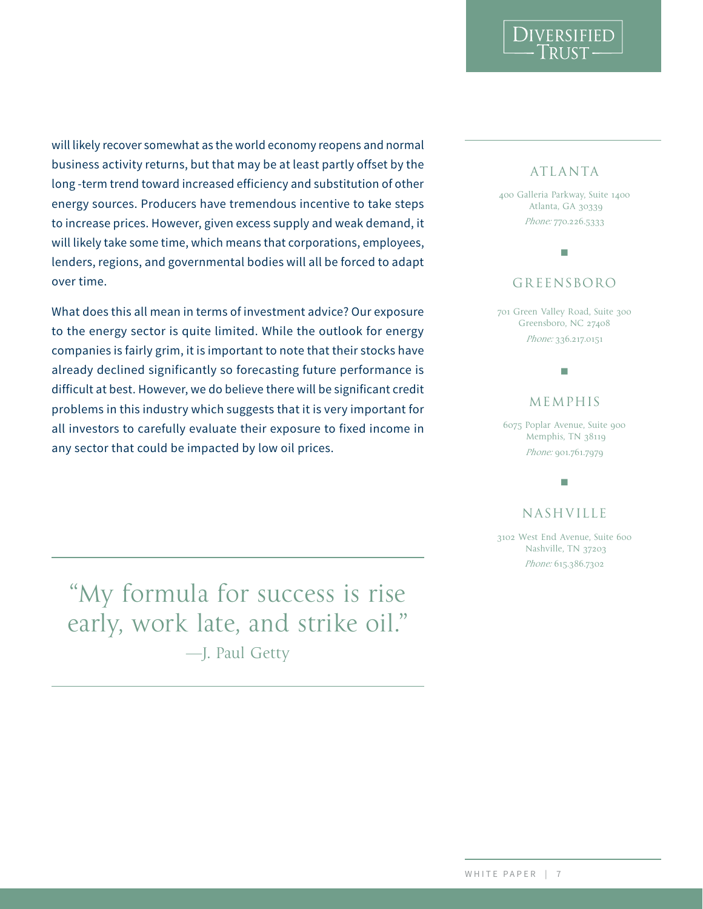will likely recover somewhat as the world economy reopens and normal business activity returns, but that may be at least partly offset by the long -term trend toward increased efficiency and substitution of other energy sources. Producers have tremendous incentive to take steps to increase prices. However, given excess supply and weak demand, it will likely take some time, which means that corporations, employees, lenders, regions, and governmental bodies will all be forced to adapt over time.

What does this all mean in terms of investment advice? Our exposure to the energy sector is quite limited. While the outlook for energy companies is fairly grim, it is important to note that their stocks have already declined significantly so forecasting future performance is difficult at best. However, we do believe there will be significant credit problems in this industry which suggests that it is very important for all investors to carefully evaluate their exposure to fixed income in any sector that could be impacted by low oil prices.

> “My formula for success is rise early, work late, and strike oil.”
>
> —J. Paul Getty

## ATLANTA

400 Galleria Parkway, Suite 1400
Atlanta, GA 30339
*Phone:* 770.226.5333

## GREENSBORO

701 Green Valley Road, Suite 300
Greensboro, NC 27408
*Phone:* 336.217.0151

## MEMPHIS

6075 Poplar Avenue, Suite 900
Memphis, TN 38119
*Phone:* 901.761.7979

## NASHVILLE

3102 West End Avenue, Suite 600
Nashville, TN 37203
*Phone:* 615.386.7302